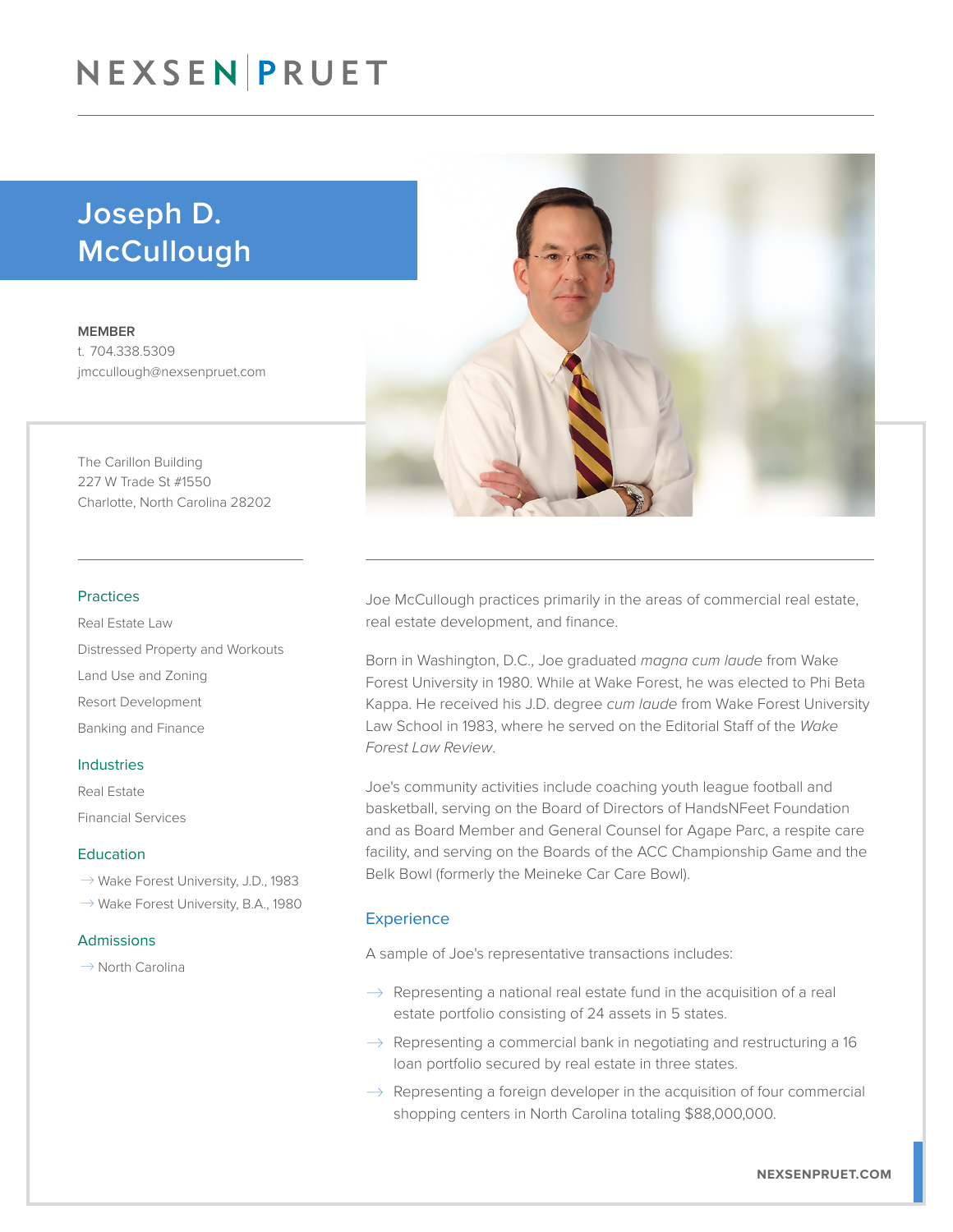NEXSEN | PRUET

# Joseph D. McCullough

**MEMBER**
t. 704.338.5309
jmccullough@nexsenpruet.com

The Carillon Building
227 W Trade St #1550
Charlotte, North Carolina 28202

## Practices

Real Estate Law

Distressed Property and Workouts

Land Use and Zoning

Resort Development

Banking and Finance

## Industries

Real Estate

Financial Services

## Education

- Wake Forest University, J.D., 1983
- Wake Forest University, B.A., 1980

## Admissions

- North Carolina

Joe McCullough practices primarily in the areas of commercial real estate, real estate development, and finance.

Born in Washington, D.C., Joe graduated *magna cum laude* from Wake Forest University in 1980. While at Wake Forest, he was elected to Phi Beta Kappa. He received his J.D. degree *cum laude* from Wake Forest University Law School in 1983, where he served on the Editorial Staff of the *Wake Forest Law Review*.

Joe's community activities include coaching youth league football and basketball, serving on the Board of Directors of HandsNFeet Foundation and as Board Member and General Counsel for Agape Parc, a respite care facility, and serving on the Boards of the ACC Championship Game and the Belk Bowl (formerly the Meineke Car Care Bowl).

## Experience

A sample of Joe's representative transactions includes:

- Representing a national real estate fund in the acquisition of a real estate portfolio consisting of 24 assets in 5 states.
- Representing a commercial bank in negotiating and restructuring a 16 loan portfolio secured by real estate in three states.
- Representing a foreign developer in the acquisition of four commercial shopping centers in North Carolina totaling $88,000,000.

NEXSENPRUET.COM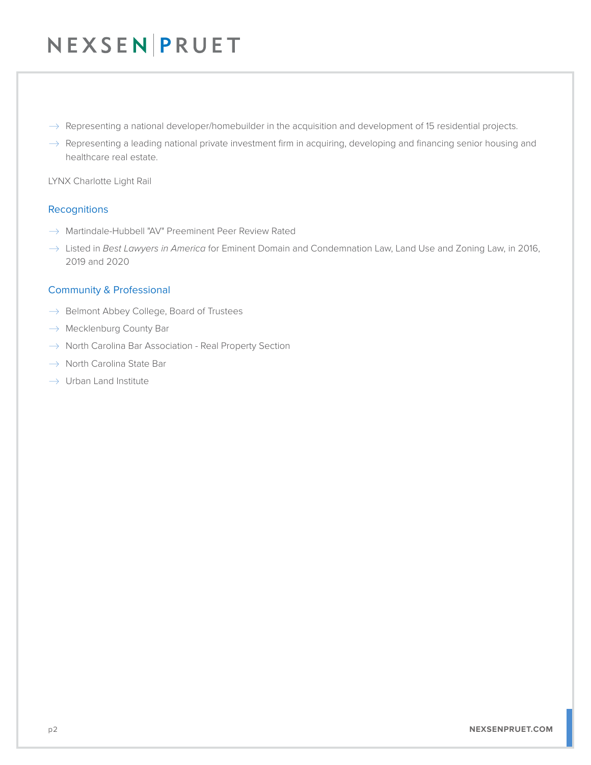- Representing a national developer/homebuilder in the acquisition and development of 15 residential projects.
- Representing a leading national private investment firm in acquiring, developing and financing senior housing and healthcare real estate.

LYNX Charlotte Light Rail

## Recognitions

- Martindale-Hubbell "AV" Preeminent Peer Review Rated
- Listed in *Best Lawyers in America* for Eminent Domain and Condemnation Law, Land Use and Zoning Law, in 2016, 2019 and 2020

## Community & Professional

- Belmont Abbey College, Board of Trustees
- Mecklenburg County Bar
- North Carolina Bar Association - Real Property Section
- North Carolina State Bar
- Urban Land Institute